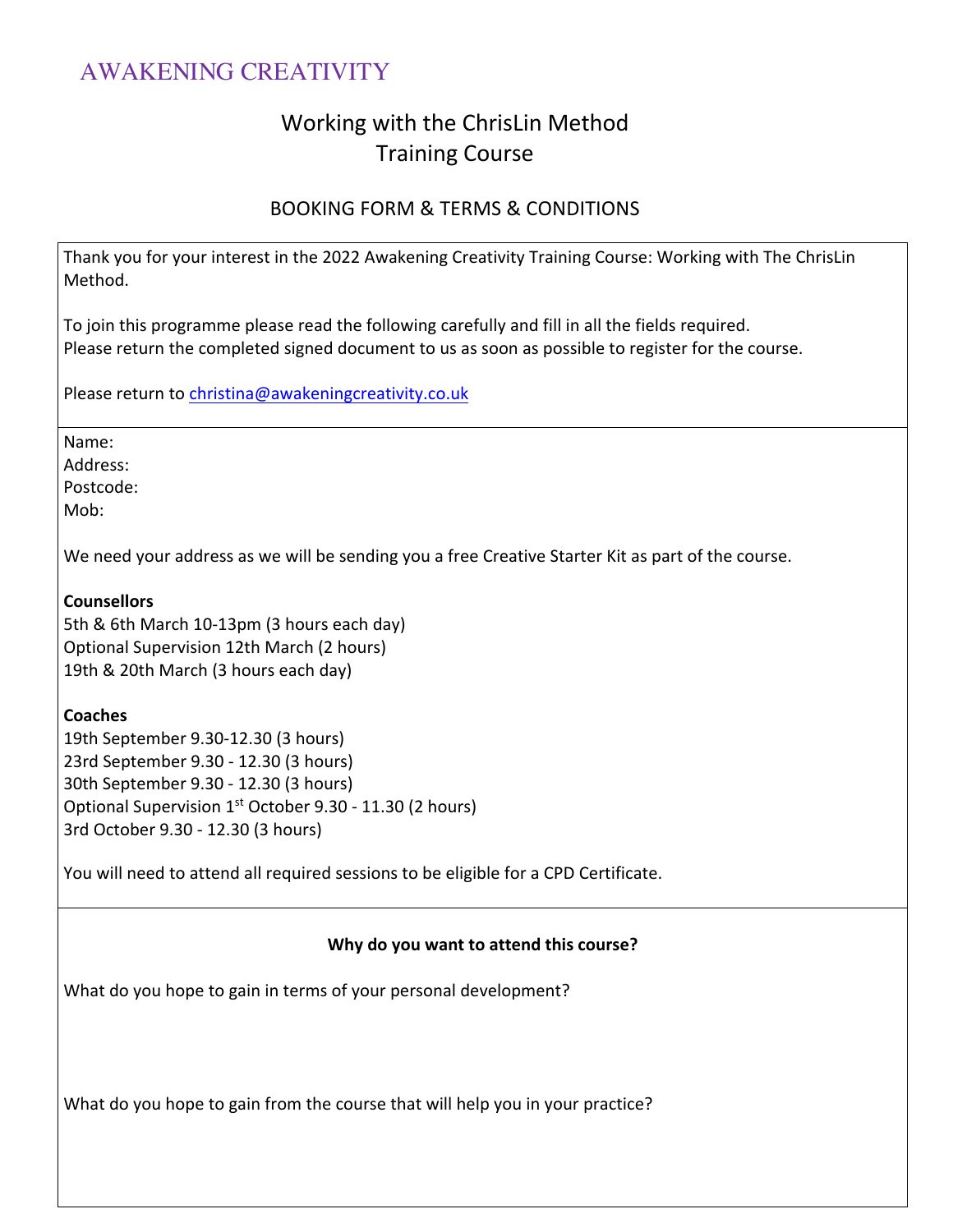AWAKENING CREATIVITY

# Working with the ChrisLin Method Training Course

## BOOKING FORM & TERMS & CONDITIONS

Thank you for your interest in the 2022 Awakening Creativity Training Course: Working with The ChrisLin Method.

To join this programme please read the following carefully and fill in all the fields required.
Please return the completed signed document to us as soon as possible to register for the course.

Please return to christina@awakeningcreativity.co.uk

Name:
Address:
Postcode:
Mob:

We need your address as we will be sending you a free Creative Starter Kit as part of the course.

**Counsellors**
5th & 6th March 10-13pm (3 hours each day)
Optional Supervision 12th March (2 hours)
19th & 20th March (3 hours each day)

**Coaches**
19th September 9.30-12.30 (3 hours)
23rd September 9.30 - 12.30 (3 hours)
30th September 9.30 - 12.30 (3 hours)
Optional Supervision 1st October 9.30 - 11.30 (2 hours)
3rd October 9.30 - 12.30 (3 hours)

You will need to attend all required sessions to be eligible for a CPD Certificate.

**Why do you want to attend this course?**

What do you hope to gain in terms of your personal development?

What do you hope to gain from the course that will help you in your practice?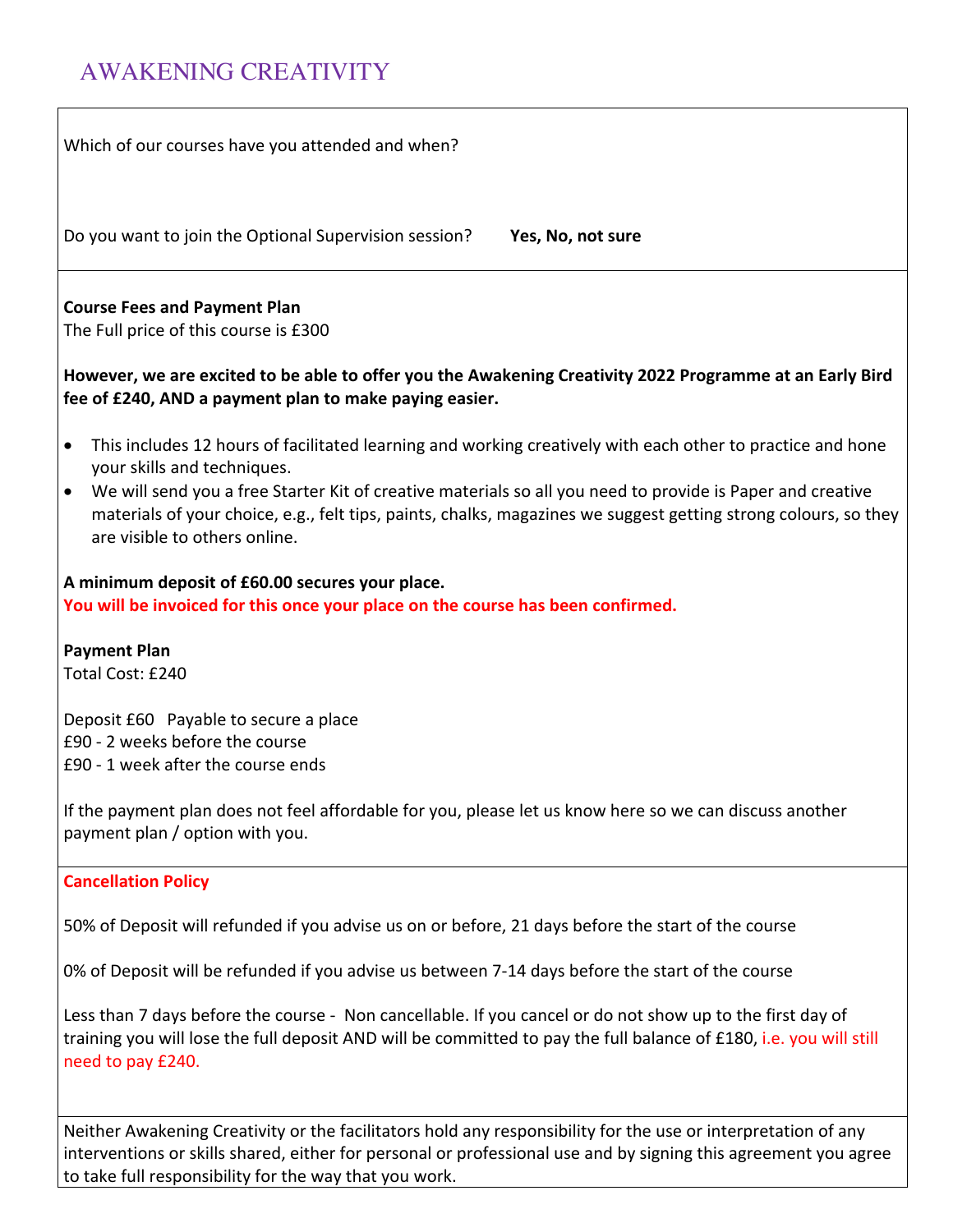# AWAKENING CREATIVITY

Which of our courses have you attended and when?

Do you want to join the Optional Supervision session? **Yes, No, not sure**

**Course Fees and Payment Plan**

The Full price of this course is £300

**However, we are excited to be able to offer you the Awakening Creativity 2022 Programme at an Early Bird fee of £240, AND a payment plan to make paying easier.**

- This includes 12 hours of facilitated learning and working creatively with each other to practice and hone your skills and techniques.
- We will send you a free Starter Kit of creative materials so all you need to provide is Paper and creative materials of your choice, e.g., felt tips, paints, chalks, magazines we suggest getting strong colours, so they are visible to others online.

**A minimum deposit of £60.00 secures your place.**
**You will be invoiced for this once your place on the course has been confirmed.**

**Payment Plan**

Total Cost: £240

Deposit £60 Payable to secure a place
£90 - 2 weeks before the course
£90 - 1 week after the course ends

If the payment plan does not feel affordable for you, please let us know here so we can discuss another payment plan / option with you.

**Cancellation Policy**

50% of Deposit will refunded if you advise us on or before, 21 days before the start of the course

0% of Deposit will be refunded if you advise us between 7-14 days before the start of the course

Less than 7 days before the course - Non cancellable. If you cancel or do not show up to the first day of training you will lose the full deposit AND will be committed to pay the full balance of £180, i.e. you will still need to pay £240.

Neither Awakening Creativity or the facilitators hold any responsibility for the use or interpretation of any interventions or skills shared, either for personal or professional use and by signing this agreement you agree to take full responsibility for the way that you work.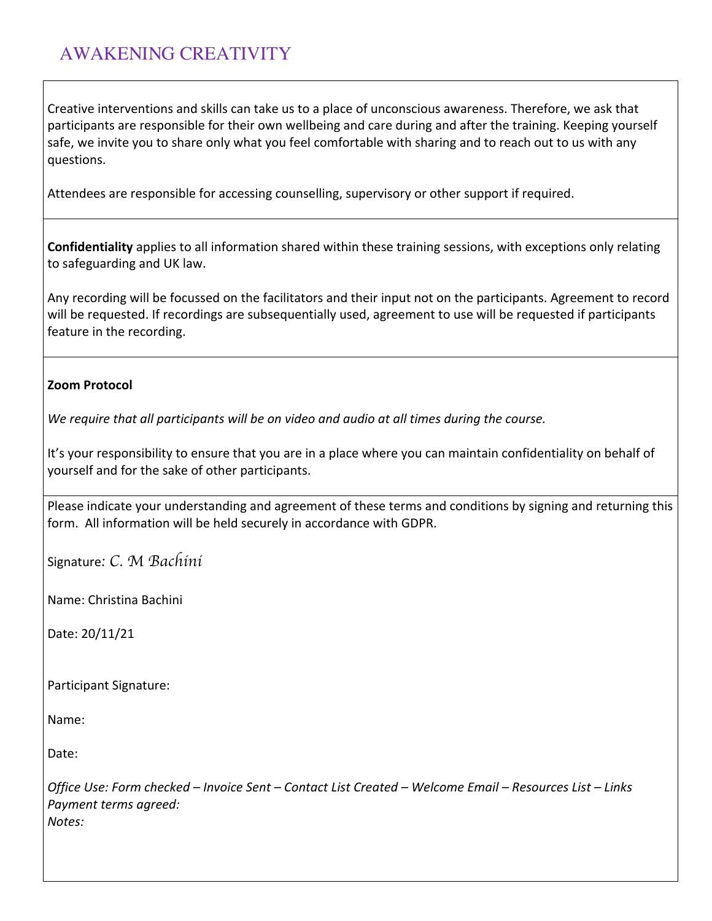# AWAKENING CREATIVITY

Creative interventions and skills can take us to a place of unconscious awareness. Therefore, we ask that participants are responsible for their own wellbeing and care during and after the training. Keeping yourself safe, we invite you to share only what you feel comfortable with sharing and to reach out to us with any questions.

Attendees are responsible for accessing counselling, supervisory or other support if required.

**Confidentiality** applies to all information shared within these training sessions, with exceptions only relating to safeguarding and UK law.

Any recording will be focussed on the facilitators and their input not on the participants. Agreement to record will be requested. If recordings are subsequentially used, agreement to use will be requested if participants feature in the recording.

**Zoom Protocol**

*We require that all participants will be on video and audio at all times during the course.*

It's your responsibility to ensure that you are in a place where you can maintain confidentiality on behalf of yourself and for the sake of other participants.

Please indicate your understanding and agreement of these terms and conditions by signing and returning this form. All information will be held securely in accordance with GDPR.

Signature: *C. M Bachini*

Name: Christina Bachini

Date: 20/11/21

Participant Signature:

Name:

Date:

*Office Use: Form checked – Invoice Sent – Contact List Created – Welcome Email – Resources List – Links*
*Payment terms agreed:*
*Notes:*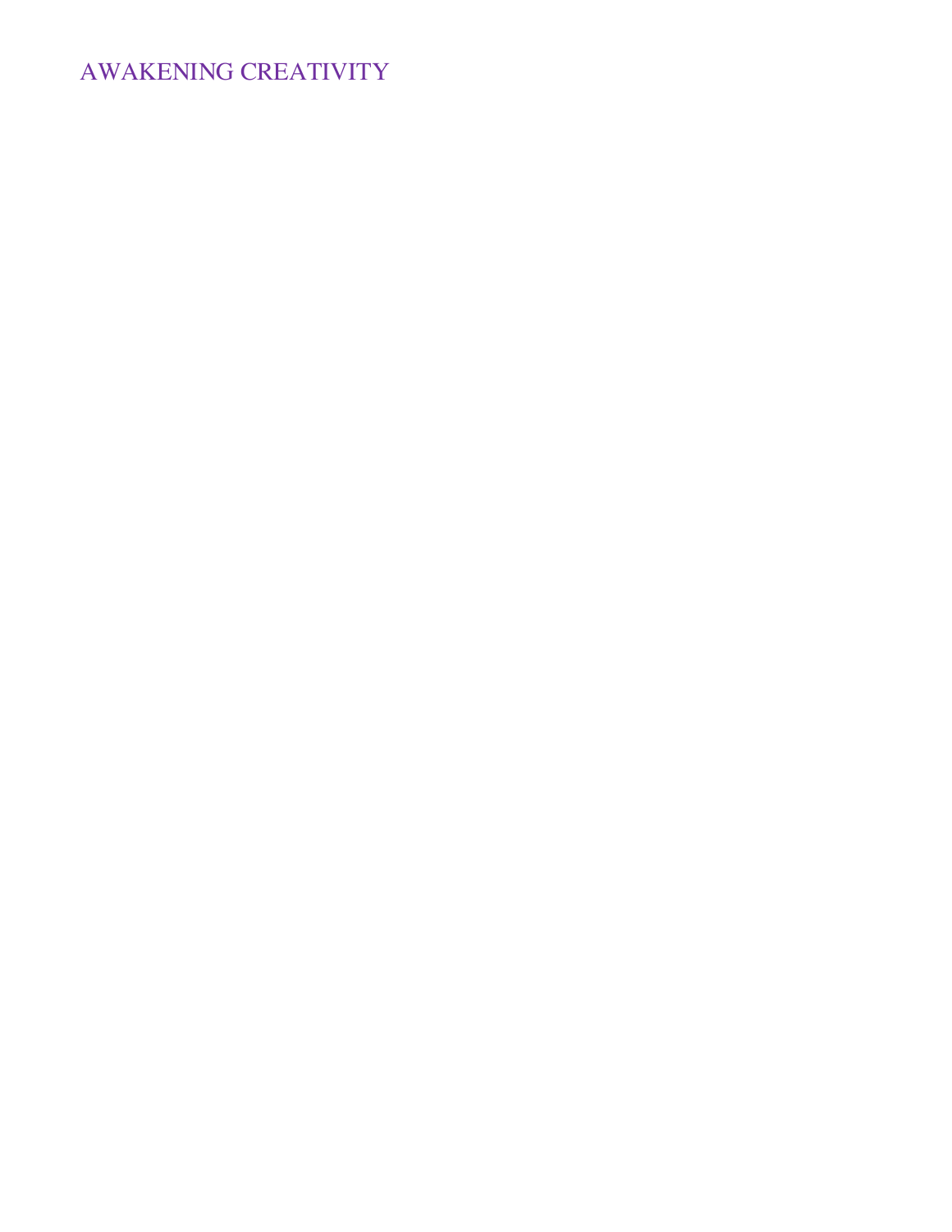AWAKENING CREATIVITY